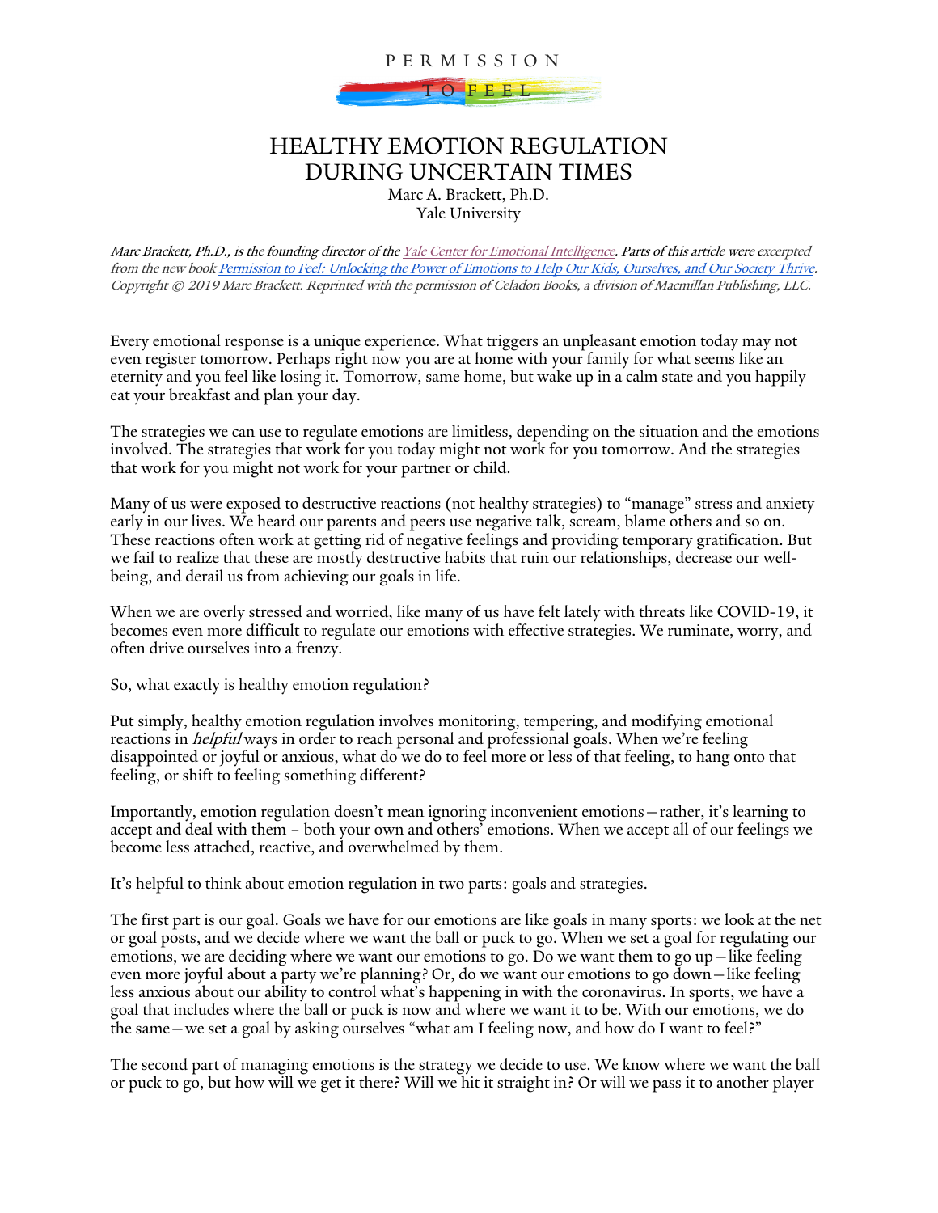PERMISSION TO FEEL

# HEALTHY EMOTION REGULATION DURING UNCERTAIN TIMES

Marc A. Brackett, Ph.D.
Yale University

*Marc Brackett, Ph.D., is the founding director of the Yale Center for Emotional Intelligence. Parts of this article were excerpted from the new book Permission to Feel: Unlocking the Power of Emotions to Help Our Kids, Ourselves, and Our Society Thrive. Copyright © 2019 Marc Brackett. Reprinted with the permission of Celadon Books, a division of Macmillan Publishing, LLC.*

Every emotional response is a unique experience. What triggers an unpleasant emotion today may not even register tomorrow. Perhaps right now you are at home with your family for what seems like an eternity and you feel like losing it. Tomorrow, same home, but wake up in a calm state and you happily eat your breakfast and plan your day.

The strategies we can use to regulate emotions are limitless, depending on the situation and the emotions involved. The strategies that work for you today might not work for you tomorrow. And the strategies that work for you might not work for your partner or child.

Many of us were exposed to destructive reactions (not healthy strategies) to "manage" stress and anxiety early in our lives. We heard our parents and peers use negative talk, scream, blame others and so on. These reactions often work at getting rid of negative feelings and providing temporary gratification. But we fail to realize that these are mostly destructive habits that ruin our relationships, decrease our well-being, and derail us from achieving our goals in life.

When we are overly stressed and worried, like many of us have felt lately with threats like COVID-19, it becomes even more difficult to regulate our emotions with effective strategies. We ruminate, worry, and often drive ourselves into a frenzy.

So, what exactly is healthy emotion regulation?

Put simply, healthy emotion regulation involves monitoring, tempering, and modifying emotional reactions in ***helpful*** ways in order to reach personal and professional goals. When we're feeling disappointed or joyful or anxious, what do we do to feel more or less of that feeling, to hang onto that feeling, or shift to feeling something different?

Importantly, emotion regulation doesn't mean ignoring inconvenient emotions—rather, it's learning to accept and deal with them – both your own and others' emotions. When we accept all of our feelings we become less attached, reactive, and overwhelmed by them.

It's helpful to think about emotion regulation in two parts: goals and strategies.

The first part is our goal. Goals we have for our emotions are like goals in many sports: we look at the net or goal posts, and we decide where we want the ball or puck to go. When we set a goal for regulating our emotions, we are deciding where we want our emotions to go. Do we want them to go up—like feeling even more joyful about a party we're planning? Or, do we want our emotions to go down—like feeling less anxious about our ability to control what's happening in with the coronavirus. In sports, we have a goal that includes where the ball or puck is now and where we want it to be. With our emotions, we do the same—we set a goal by asking ourselves "what am I feeling now, and how do I want to feel?"

The second part of managing emotions is the strategy we decide to use. We know where we want the ball or puck to go, but how will we get it there? Will we hit it straight in? Or will we pass it to another player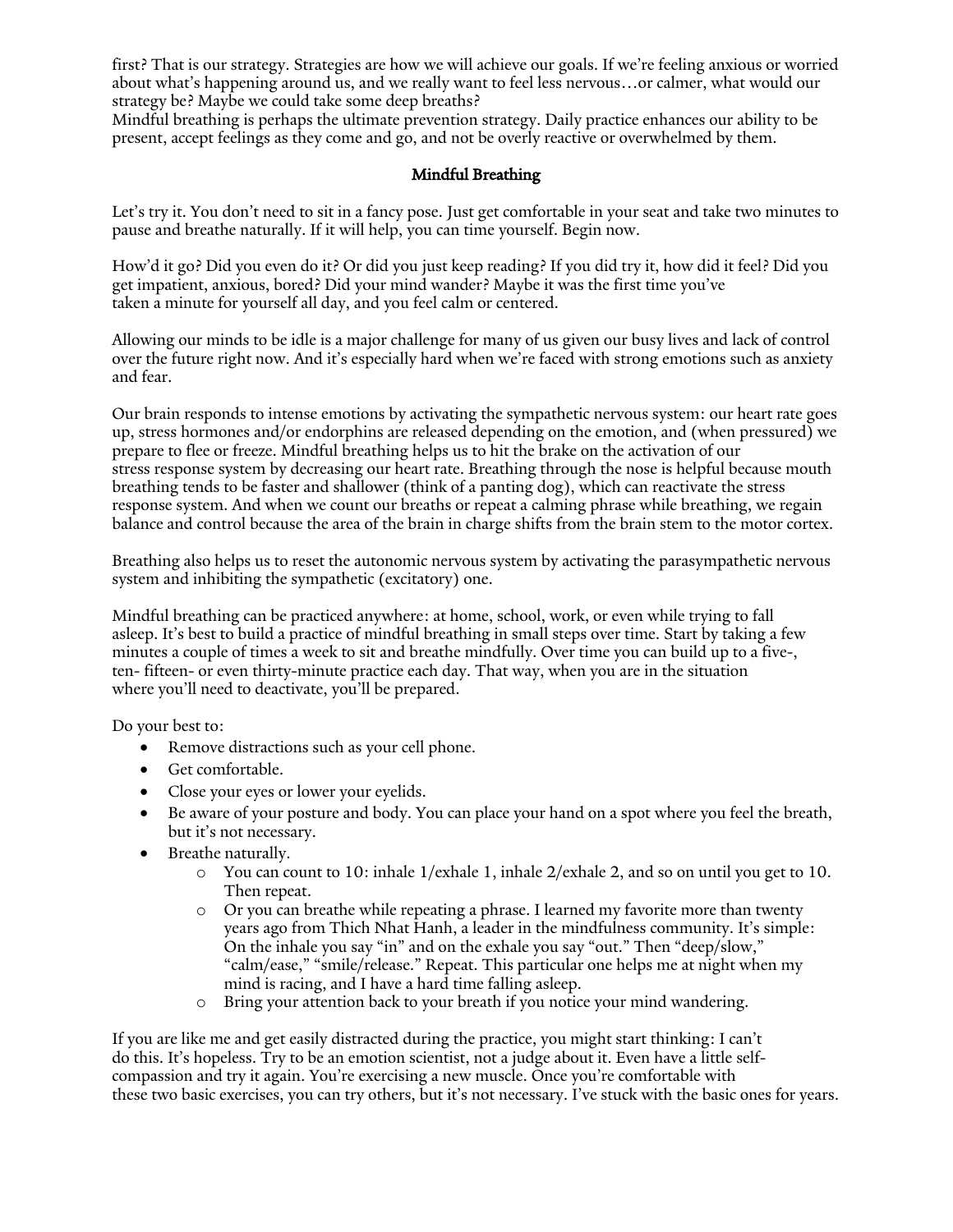first? That is our strategy. Strategies are how we will achieve our goals. If we're feeling anxious or worried about what's happening around us, and we really want to feel less nervous…or calmer, what would our strategy be? Maybe we could take some deep breaths?

Mindful breathing is perhaps the ultimate prevention strategy. Daily practice enhances our ability to be present, accept feelings as they come and go, and not be overly reactive or overwhelmed by them.

## Mindful Breathing

Let's try it. You don't need to sit in a fancy pose. Just get comfortable in your seat and take two minutes to pause and breathe naturally. If it will help, you can time yourself. Begin now.

How'd it go? Did you even do it? Or did you just keep reading? If you did try it, how did it feel? Did you get impatient, anxious, bored? Did your mind wander? Maybe it was the first time you've taken a minute for yourself all day, and you feel calm or centered.

Allowing our minds to be idle is a major challenge for many of us given our busy lives and lack of control over the future right now. And it's especially hard when we're faced with strong emotions such as anxiety and fear.

Our brain responds to intense emotions by activating the sympathetic nervous system: our heart rate goes up, stress hormones and/or endorphins are released depending on the emotion, and (when pressured) we prepare to flee or freeze. Mindful breathing helps us to hit the brake on the activation of our stress response system by decreasing our heart rate. Breathing through the nose is helpful because mouth breathing tends to be faster and shallower (think of a panting dog), which can reactivate the stress response system. And when we count our breaths or repeat a calming phrase while breathing, we regain balance and control because the area of the brain in charge shifts from the brain stem to the motor cortex.

Breathing also helps us to reset the autonomic nervous system by activating the parasympathetic nervous system and inhibiting the sympathetic (excitatory) one.

Mindful breathing can be practiced anywhere: at home, school, work, or even while trying to fall asleep. It's best to build a practice of mindful breathing in small steps over time. Start by taking a few minutes a couple of times a week to sit and breathe mindfully. Over time you can build up to a five-, ten- fifteen- or even thirty-minute practice each day. That way, when you are in the situation where you'll need to deactivate, you'll be prepared.

Do your best to:

- Remove distractions such as your cell phone.
- Get comfortable.
- Close your eyes or lower your eyelids.
- Be aware of your posture and body. You can place your hand on a spot where you feel the breath, but it's not necessary.
- Breathe naturally.
    - You can count to 10: inhale 1/exhale 1, inhale 2/exhale 2, and so on until you get to 10. Then repeat.
    - Or you can breathe while repeating a phrase. I learned my favorite more than twenty years ago from Thich Nhat Hanh, a leader in the mindfulness community. It's simple: On the inhale you say "in" and on the exhale you say "out." Then "deep/slow," "calm/ease," "smile/release." Repeat. This particular one helps me at night when my mind is racing, and I have a hard time falling asleep.
    - Bring your attention back to your breath if you notice your mind wandering.

If you are like me and get easily distracted during the practice, you might start thinking: I can't do this. It's hopeless. Try to be an emotion scientist, not a judge about it. Even have a little self-compassion and try it again. You're exercising a new muscle. Once you're comfortable with these two basic exercises, you can try others, but it's not necessary. I've stuck with the basic ones for years.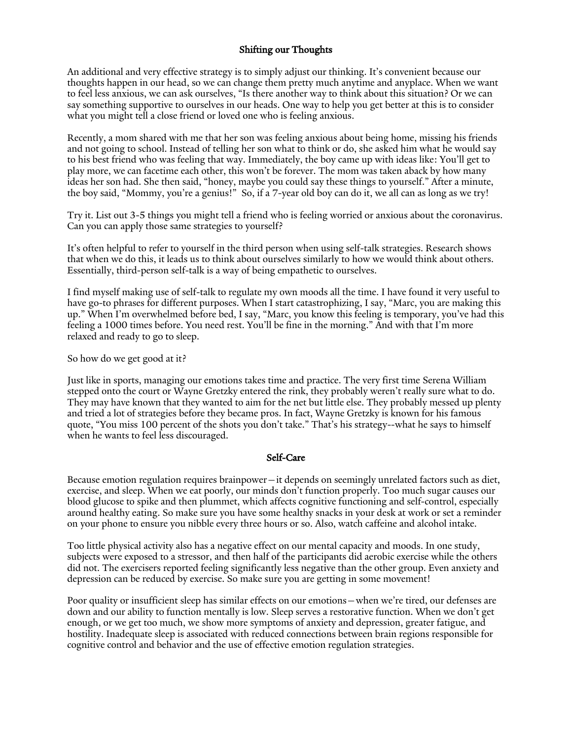## Shifting our Thoughts

An additional and very effective strategy is to simply adjust our thinking. It's convenient because our thoughts happen in our head, so we can change them pretty much anytime and anyplace. When we want to feel less anxious, we can ask ourselves, "Is there another way to think about this situation? Or we can say something supportive to ourselves in our heads. One way to help you get better at this is to consider what you might tell a close friend or loved one who is feeling anxious.

Recently, a mom shared with me that her son was feeling anxious about being home, missing his friends and not going to school. Instead of telling her son what to think or do, she asked him what he would say to his best friend who was feeling that way. Immediately, the boy came up with ideas like: You'll get to play more, we can facetime each other, this won't be forever. The mom was taken aback by how many ideas her son had. She then said, "honey, maybe you could say these things to yourself." After a minute, the boy said, "Mommy, you're a genius!" So, if a 7-year old boy can do it, we all can as long as we try!

Try it. List out 3-5 things you might tell a friend who is feeling worried or anxious about the coronavirus. Can you can apply those same strategies to yourself?

It's often helpful to refer to yourself in the third person when using self-talk strategies. Research shows that when we do this, it leads us to think about ourselves similarly to how we would think about others. Essentially, third-person self-talk is a way of being empathetic to ourselves.

I find myself making use of self-talk to regulate my own moods all the time. I have found it very useful to have go-to phrases for different purposes. When I start catastrophizing, I say, "Marc, you are making this up." When I'm overwhelmed before bed, I say, "Marc, you know this feeling is temporary, you've had this feeling a 1000 times before. You need rest. You'll be fine in the morning." And with that I'm more relaxed and ready to go to sleep.

So how do we get good at it?

Just like in sports, managing our emotions takes time and practice. The very first time Serena William stepped onto the court or Wayne Gretzky entered the rink, they probably weren't really sure what to do. They may have known that they wanted to aim for the net but little else. They probably messed up plenty and tried a lot of strategies before they became pros. In fact, Wayne Gretzky is known for his famous quote, "You miss 100 percent of the shots you don't take." That's his strategy--what he says to himself when he wants to feel less discouraged.

## Self-Care

Because emotion regulation requires brainpower—it depends on seemingly unrelated factors such as diet, exercise, and sleep. When we eat poorly, our minds don't function properly. Too much sugar causes our blood glucose to spike and then plummet, which affects cognitive functioning and self-control, especially around healthy eating. So make sure you have some healthy snacks in your desk at work or set a reminder on your phone to ensure you nibble every three hours or so. Also, watch caffeine and alcohol intake.

Too little physical activity also has a negative effect on our mental capacity and moods. In one study, subjects were exposed to a stressor, and then half of the participants did aerobic exercise while the others did not. The exercisers reported feeling significantly less negative than the other group. Even anxiety and depression can be reduced by exercise. So make sure you are getting in some movement!

Poor quality or insufficient sleep has similar effects on our emotions—when we're tired, our defenses are down and our ability to function mentally is low. Sleep serves a restorative function. When we don't get enough, or we get too much, we show more symptoms of anxiety and depression, greater fatigue, and hostility. Inadequate sleep is associated with reduced connections between brain regions responsible for cognitive control and behavior and the use of effective emotion regulation strategies.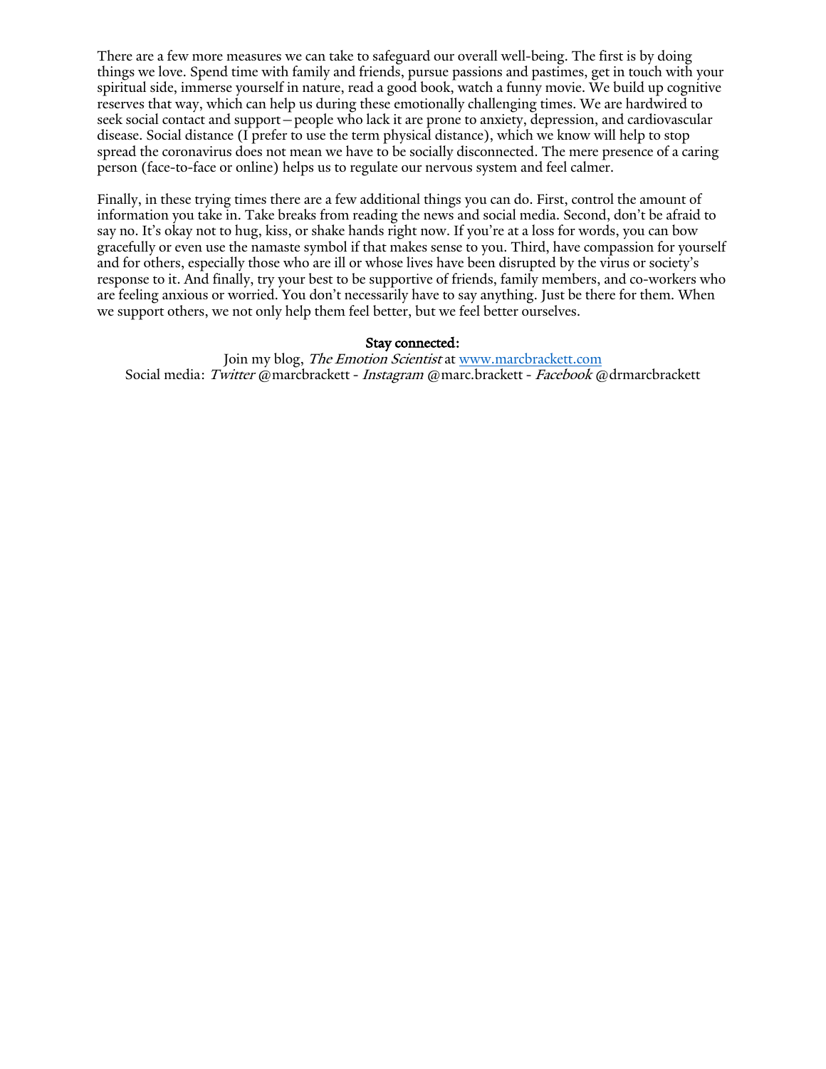There are a few more measures we can take to safeguard our overall well-being. The first is by doing things we love. Spend time with family and friends, pursue passions and pastimes, get in touch with your spiritual side, immerse yourself in nature, read a good book, watch a funny movie. We build up cognitive reserves that way, which can help us during these emotionally challenging times. We are hardwired to seek social contact and support—people who lack it are prone to anxiety, depression, and cardiovascular disease. Social distance (I prefer to use the term physical distance), which we know will help to stop spread the coronavirus does not mean we have to be socially disconnected. The mere presence of a caring person (face-to-face or online) helps us to regulate our nervous system and feel calmer.

Finally, in these trying times there are a few additional things you can do. First, control the amount of information you take in. Take breaks from reading the news and social media. Second, don't be afraid to say no. It's okay not to hug, kiss, or shake hands right now. If you're at a loss for words, you can bow gracefully or even use the namaste symbol if that makes sense to you. Third, have compassion for yourself and for others, especially those who are ill or whose lives have been disrupted by the virus or society's response to it. And finally, try your best to be supportive of friends, family members, and co-workers who are feeling anxious or worried. You don't necessarily have to say anything. Just be there for them. When we support others, we not only help them feel better, but we feel better ourselves.

**Stay connected:**

Join my blog, *The Emotion Scientist* at [www.marcbrackett.com](www.marcbrackett.com)

Social media: *Twitter* @marcbrackett - *Instagram* @marc.brackett - *Facebook* @drmarcbrackett